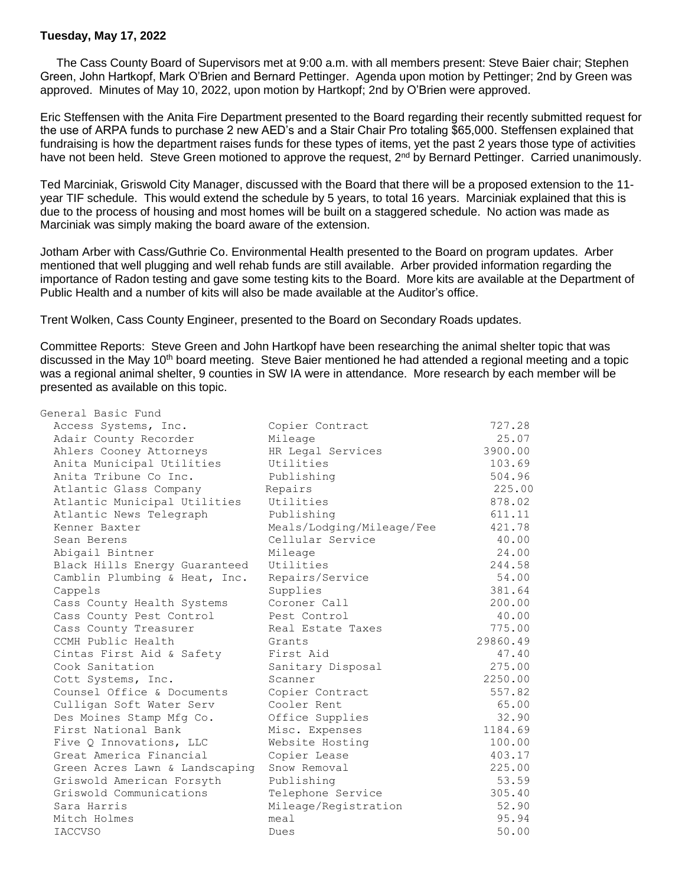**Tuesday, May 17, 2022**

The Cass County Board of Supervisors met at 9:00 a.m. with all members present: Steve Baier chair; Stephen Green, John Hartkopf, Mark O'Brien and Bernard Pettinger. Agenda upon motion by Pettinger; 2nd by Green was approved. Minutes of May 10, 2022, upon motion by Hartkopf; 2nd by O'Brien were approved.

Eric Steffensen with the Anita Fire Department presented to the Board regarding their recently submitted request for the use of ARPA funds to purchase 2 new AED's and a Stair Chair Pro totaling $65,000. Steffensen explained that fundraising is how the department raises funds for these types of items, yet the past 2 years those type of activities have not been held. Steve Green motioned to approve the request, 2nd by Bernard Pettinger. Carried unanimously.

Ted Marciniak, Griswold City Manager, discussed with the Board that there will be a proposed extension to the 11-year TIF schedule. This would extend the schedule by 5 years, to total 16 years. Marciniak explained that this is due to the process of housing and most homes will be built on a staggered schedule. No action was made as Marciniak was simply making the board aware of the extension.

Jotham Arber with Cass/Guthrie Co. Environmental Health presented to the Board on program updates. Arber mentioned that well plugging and well rehab funds are still available. Arber provided information regarding the importance of Radon testing and gave some testing kits to the Board. More kits are available at the Department of Public Health and a number of kits will also be made available at the Auditor's office.

Trent Wolken, Cass County Engineer, presented to the Board on Secondary Roads updates.

Committee Reports: Steve Green and John Hartkopf have been researching the animal shelter topic that was discussed in the May 10th board meeting. Steve Baier mentioned he had attended a regional meeting and a topic was a regional animal shelter, 9 counties in SW IA were in attendance. More research by each member will be presented as available on this topic.

General Basic Fund

| Vendor | Description | Amount |
|---|---|---|
| Access Systems, Inc. | Copier Contract | 727.28 |
| Adair County Recorder | Mileage | 25.07 |
| Ahlers Cooney Attorneys | HR Legal Services | 3900.00 |
| Anita Municipal Utilities | Utilities | 103.69 |
| Anita Tribune Co Inc. | Publishing | 504.96 |
| Atlantic Glass Company | Repairs | 225.00 |
| Atlantic Municipal Utilities | Utilities | 878.02 |
| Atlantic News Telegraph | Publishing | 611.11 |
| Kenner Baxter | Meals/Lodging/Mileage/Fee | 421.78 |
| Sean Berens | Cellular Service | 40.00 |
| Abigail Bintner | Mileage | 24.00 |
| Black Hills Energy Guaranteed | Utilities | 244.58 |
| Camblin Plumbing & Heat, Inc. | Repairs/Service | 54.00 |
| Cappels | Supplies | 381.64 |
| Cass County Health Systems | Coroner Call | 200.00 |
| Cass County Pest Control | Pest Control | 40.00 |
| Cass County Treasurer | Real Estate Taxes | 775.00 |
| CCMH Public Health | Grants | 29860.49 |
| Cintas First Aid & Safety | First Aid | 47.40 |
| Cook Sanitation | Sanitary Disposal | 275.00 |
| Cott Systems, Inc. | Scanner | 2250.00 |
| Counsel Office & Documents | Copier Contract | 557.82 |
| Culligan Soft Water Serv | Cooler Rent | 65.00 |
| Des Moines Stamp Mfg Co. | Office Supplies | 32.90 |
| First National Bank | Misc. Expenses | 1184.69 |
| Five Q Innovations, LLC | Website Hosting | 100.00 |
| Great America Financial | Copier Lease | 403.17 |
| Green Acres Lawn & Landscaping | Snow Removal | 225.00 |
| Griswold American Forsyth | Publishing | 53.59 |
| Griswold Communications | Telephone Service | 305.40 |
| Sara Harris | Mileage/Registration | 52.90 |
| Mitch Holmes | meal | 95.94 |
| IACCVSO | Dues | 50.00 |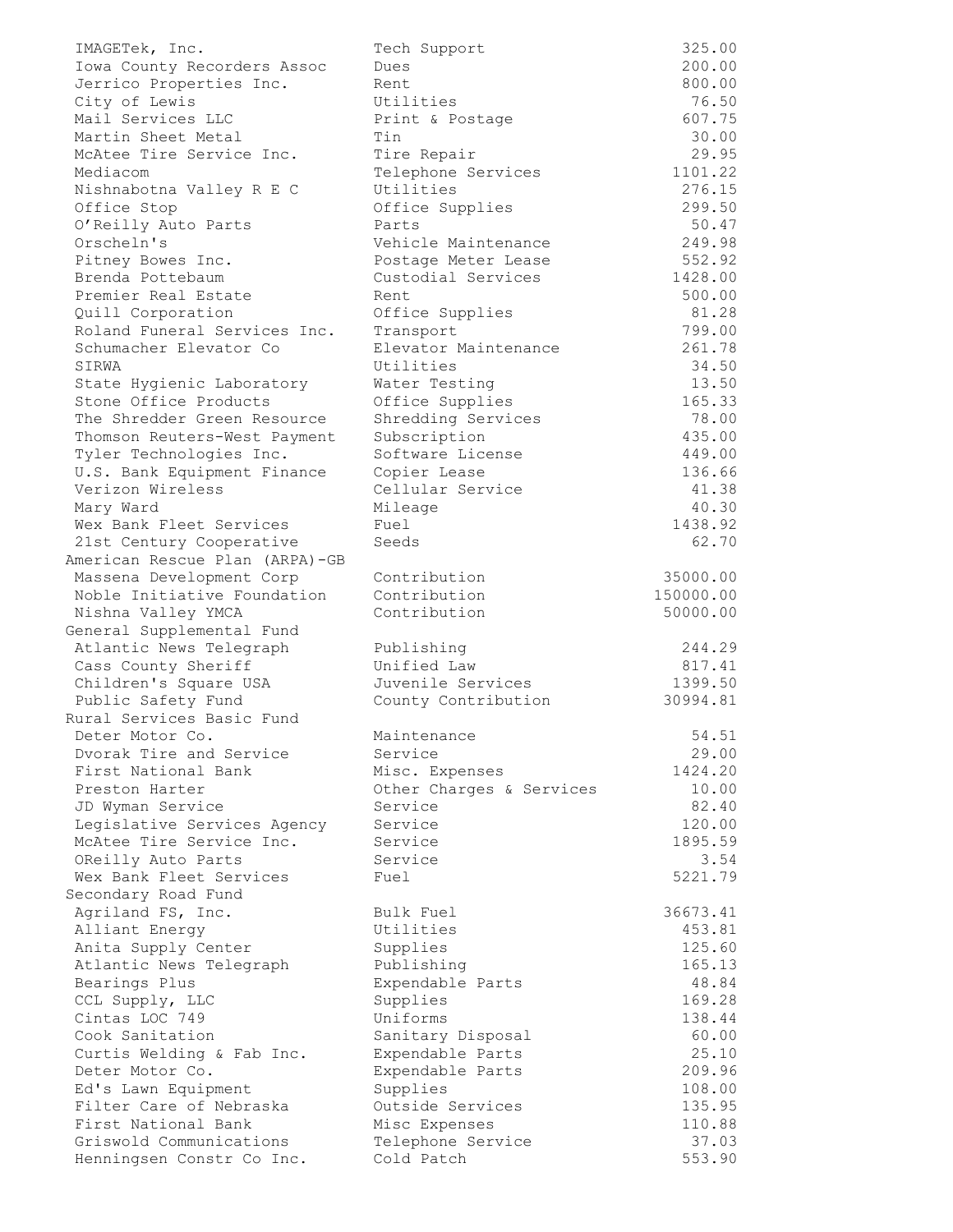| | | |
|---|---|---|
| IMAGETek, Inc. | Tech Support | 325.00 |
| Iowa County Recorders Assoc | Dues | 200.00 |
| Jerrico Properties Inc. | Rent | 800.00 |
| City of Lewis | Utilities | 76.50 |
| Mail Services LLC | Print & Postage | 607.75 |
| Martin Sheet Metal | Tin | 30.00 |
| McAtee Tire Service Inc. | Tire Repair | 29.95 |
| Mediacom | Telephone Services | 1101.22 |
| Nishnabotna Valley R E C | Utilities | 276.15 |
| Office Stop | Office Supplies | 299.50 |
| O'Reilly Auto Parts | Parts | 50.47 |
| Orscheln's | Vehicle Maintenance | 249.98 |
| Pitney Bowes Inc. | Postage Meter Lease | 552.92 |
| Brenda Pottebaum | Custodial Services | 1428.00 |
| Premier Real Estate | Rent | 500.00 |
| Quill Corporation | Office Supplies | 81.28 |
| Roland Funeral Services Inc. | Transport | 799.00 |
| Schumacher Elevator Co | Elevator Maintenance | 261.78 |
| SIRWA | Utilities | 34.50 |
| State Hygienic Laboratory | Water Testing | 13.50 |
| Stone Office Products | Office Supplies | 165.33 |
| The Shredder Green Resource | Shredding Services | 78.00 |
| Thomson Reuters-West Payment | Subscription | 435.00 |
| Tyler Technologies Inc. | Software License | 449.00 |
| U.S. Bank Equipment Finance | Copier Lease | 136.66 |
| Verizon Wireless | Cellular Service | 41.38 |
| Mary Ward | Mileage | 40.30 |
| Wex Bank Fleet Services | Fuel | 1438.92 |
| 21st Century Cooperative | Seeds | 62.70 |
| **American Rescue Plan (ARPA)-GB** | | |
| Massena Development Corp | Contribution | 35000.00 |
| Noble Initiative Foundation | Contribution | 150000.00 |
| Nishna Valley YMCA | Contribution | 50000.00 |
| **General Supplemental Fund** | | |
| Atlantic News Telegraph | Publishing | 244.29 |
| Cass County Sheriff | Unified Law | 817.41 |
| Children's Square USA | Juvenile Services | 1399.50 |
| Public Safety Fund | County Contribution | 30994.81 |
| **Rural Services Basic Fund** | | |
| Deter Motor Co. | Maintenance | 54.51 |
| Dvorak Tire and Service | Service | 29.00 |
| First National Bank | Misc. Expenses | 1424.20 |
| Preston Harter | Other Charges & Services | 10.00 |
| JD Wyman Service | Service | 82.40 |
| Legislative Services Agency | Service | 120.00 |
| McAtee Tire Service Inc. | Service | 1895.59 |
| OReilly Auto Parts | Service | 3.54 |
| Wex Bank Fleet Services | Fuel | 5221.79 |
| **Secondary Road Fund** | | |
| Agriland FS, Inc. | Bulk Fuel | 36673.41 |
| Alliant Energy | Utilities | 453.81 |
| Anita Supply Center | Supplies | 125.60 |
| Atlantic News Telegraph | Publishing | 165.13 |
| Bearings Plus | Expendable Parts | 48.84 |
| CCL Supply, LLC | Supplies | 169.28 |
| Cintas LOC 749 | Uniforms | 138.44 |
| Cook Sanitation | Sanitary Disposal | 60.00 |
| Curtis Welding & Fab Inc. | Expendable Parts | 25.10 |
| Deter Motor Co. | Expendable Parts | 209.96 |
| Ed's Lawn Equipment | Supplies | 108.00 |
| Filter Care of Nebraska | Outside Services | 135.95 |
| First National Bank | Misc Expenses | 110.88 |
| Griswold Communications | Telephone Service | 37.03 |
| Henningsen Constr Co Inc. | Cold Patch | 553.90 |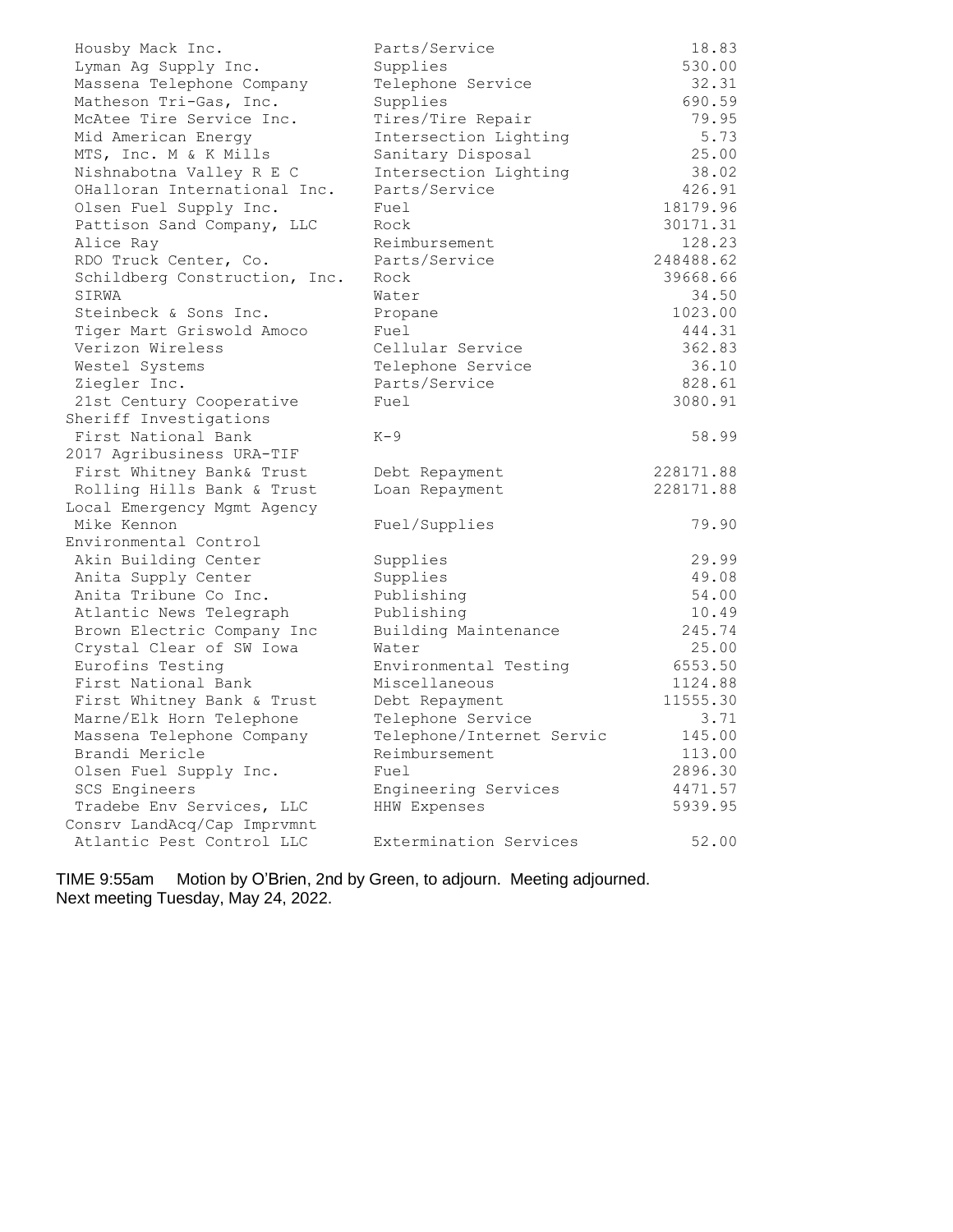| | | |
|---|---|---|
| Housby Mack Inc. | Parts/Service | 18.83 |
| Lyman Ag Supply Inc. | Supplies | 530.00 |
| Massena Telephone Company | Telephone Service | 32.31 |
| Matheson Tri-Gas, Inc. | Supplies | 690.59 |
| McAtee Tire Service Inc. | Tires/Tire Repair | 79.95 |
| Mid American Energy | Intersection Lighting | 5.73 |
| MTS, Inc. M & K Mills | Sanitary Disposal | 25.00 |
| Nishnabotna Valley R E C | Intersection Lighting | 38.02 |
| OHalloran International Inc. | Parts/Service | 426.91 |
| Olsen Fuel Supply Inc. | Fuel | 18179.96 |
| Pattison Sand Company, LLC | Rock | 30171.31 |
| Alice Ray | Reimbursement | 128.23 |
| RDO Truck Center, Co. | Parts/Service | 248488.62 |
| Schildberg Construction, Inc. | Rock | 39668.66 |
| SIRWA | Water | 34.50 |
| Steinbeck & Sons Inc. | Propane | 1023.00 |
| Tiger Mart Griswold Amoco | Fuel | 444.31 |
| Verizon Wireless | Cellular Service | 362.83 |
| Westel Systems | Telephone Service | 36.10 |
| Ziegler Inc. | Parts/Service | 828.61 |
| 21st Century Cooperative | Fuel | 3080.91 |
| Sheriff Investigations | | |
| First National Bank | K-9 | 58.99 |
| 2017 Agribusiness URA-TIF | | |
| First Whitney Bank& Trust | Debt Repayment | 228171.88 |
| Rolling Hills Bank & Trust | Loan Repayment | 228171.88 |
| Local Emergency Mgmt Agency | | |
| Mike Kennon | Fuel/Supplies | 79.90 |
| Environmental Control | | |
| Akin Building Center | Supplies | 29.99 |
| Anita Supply Center | Supplies | 49.08 |
| Anita Tribune Co Inc. | Publishing | 54.00 |
| Atlantic News Telegraph | Publishing | 10.49 |
| Brown Electric Company Inc | Building Maintenance | 245.74 |
| Crystal Clear of SW Iowa | Water | 25.00 |
| Eurofins Testing | Environmental Testing | 6553.50 |
| First National Bank | Miscellaneous | 1124.88 |
| First Whitney Bank & Trust | Debt Repayment | 11555.30 |
| Marne/Elk Horn Telephone | Telephone Service | 3.71 |
| Massena Telephone Company | Telephone/Internet Servic | 145.00 |
| Brandi Mericle | Reimbursement | 113.00 |
| Olsen Fuel Supply Inc. | Fuel | 2896.30 |
| SCS Engineers | Engineering Services | 4471.57 |
| Tradebe Env Services, LLC | HHW Expenses | 5939.95 |
| Consrv LandAcq/Cap Imprvmnt | | |
| Atlantic Pest Control LLC | Extermination Services | 52.00 |

TIME 9:55am Motion by O'Brien, 2nd by Green, to adjourn. Meeting adjourned.
Next meeting Tuesday, May 24, 2022.